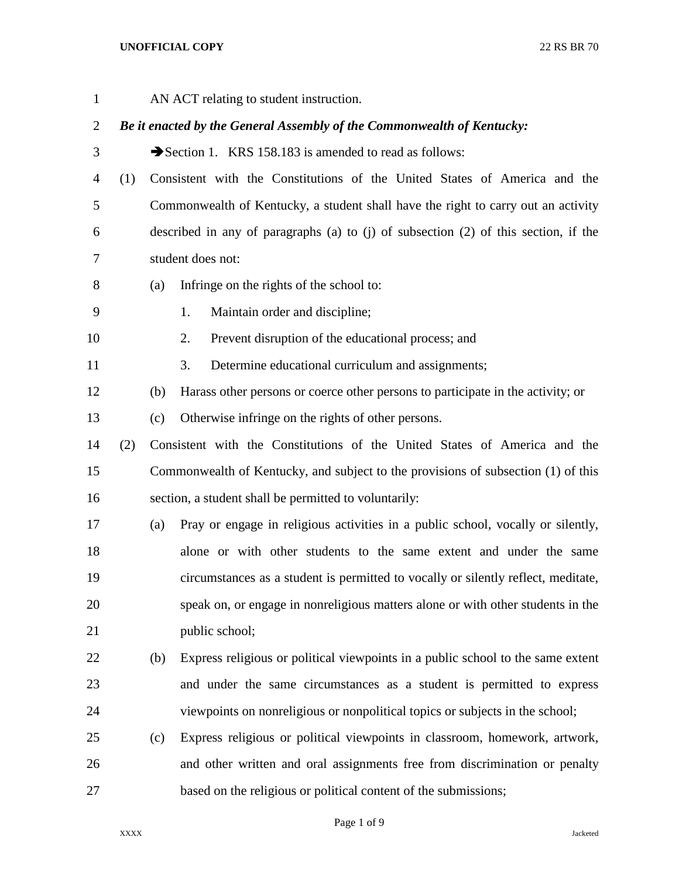AN ACT relating to student instruction.

***Be it enacted by the General Assembly of the Commonwealth of Kentucky:***

➔Section 1. KRS 158.183 is amended to read as follows:

(1) Consistent with the Constitutions of the United States of America and the Commonwealth of Kentucky, a student shall have the right to carry out an activity described in any of paragraphs (a) to (j) of subsection (2) of this section, if the student does not:

   (a) Infringe on the rights of the school to:

      1. Maintain order and discipline;

      2. Prevent disruption of the educational process; and

      3. Determine educational curriculum and assignments;

   (b) Harass other persons or coerce other persons to participate in the activity; or

   (c) Otherwise infringe on the rights of other persons.

(2) Consistent with the Constitutions of the United States of America and the Commonwealth of Kentucky, and subject to the provisions of subsection (1) of this section, a student shall be permitted to voluntarily:

   (a) Pray or engage in religious activities in a public school, vocally or silently, alone or with other students to the same extent and under the same circumstances as a student is permitted to vocally or silently reflect, meditate, speak on, or engage in nonreligious matters alone or with other students in the public school;

   (b) Express religious or political viewpoints in a public school to the same extent and under the same circumstances as a student is permitted to express viewpoints on nonreligious or nonpolitical topics or subjects in the school;

   (c) Express religious or political viewpoints in classroom, homework, artwork, and other written and oral assignments free from discrimination or penalty based on the religious or political content of the submissions;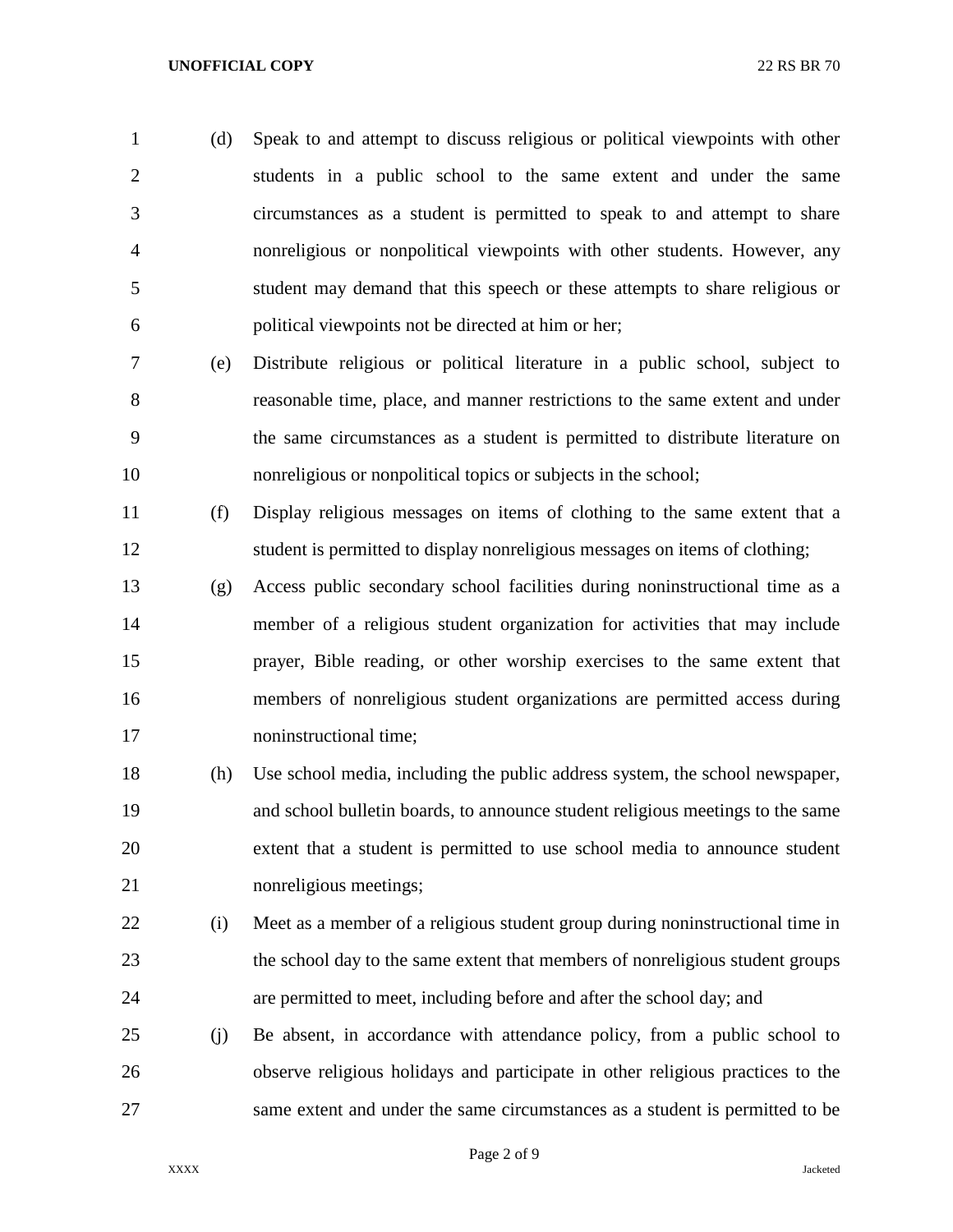(d) Speak to and attempt to discuss religious or political viewpoints with other students in a public school to the same extent and under the same circumstances as a student is permitted to speak to and attempt to share nonreligious or nonpolitical viewpoints with other students. However, any student may demand that this speech or these attempts to share religious or political viewpoints not be directed at him or her;

(e) Distribute religious or political literature in a public school, subject to reasonable time, place, and manner restrictions to the same extent and under the same circumstances as a student is permitted to distribute literature on nonreligious or nonpolitical topics or subjects in the school;

(f) Display religious messages on items of clothing to the same extent that a student is permitted to display nonreligious messages on items of clothing;

(g) Access public secondary school facilities during noninstructional time as a member of a religious student organization for activities that may include prayer, Bible reading, or other worship exercises to the same extent that members of nonreligious student organizations are permitted access during noninstructional time;

(h) Use school media, including the public address system, the school newspaper, and school bulletin boards, to announce student religious meetings to the same extent that a student is permitted to use school media to announce student nonreligious meetings;

(i) Meet as a member of a religious student group during noninstructional time in the school day to the same extent that members of nonreligious student groups are permitted to meet, including before and after the school day; and

(j) Be absent, in accordance with attendance policy, from a public school to observe religious holidays and participate in other religious practices to the same extent and under the same circumstances as a student is permitted to be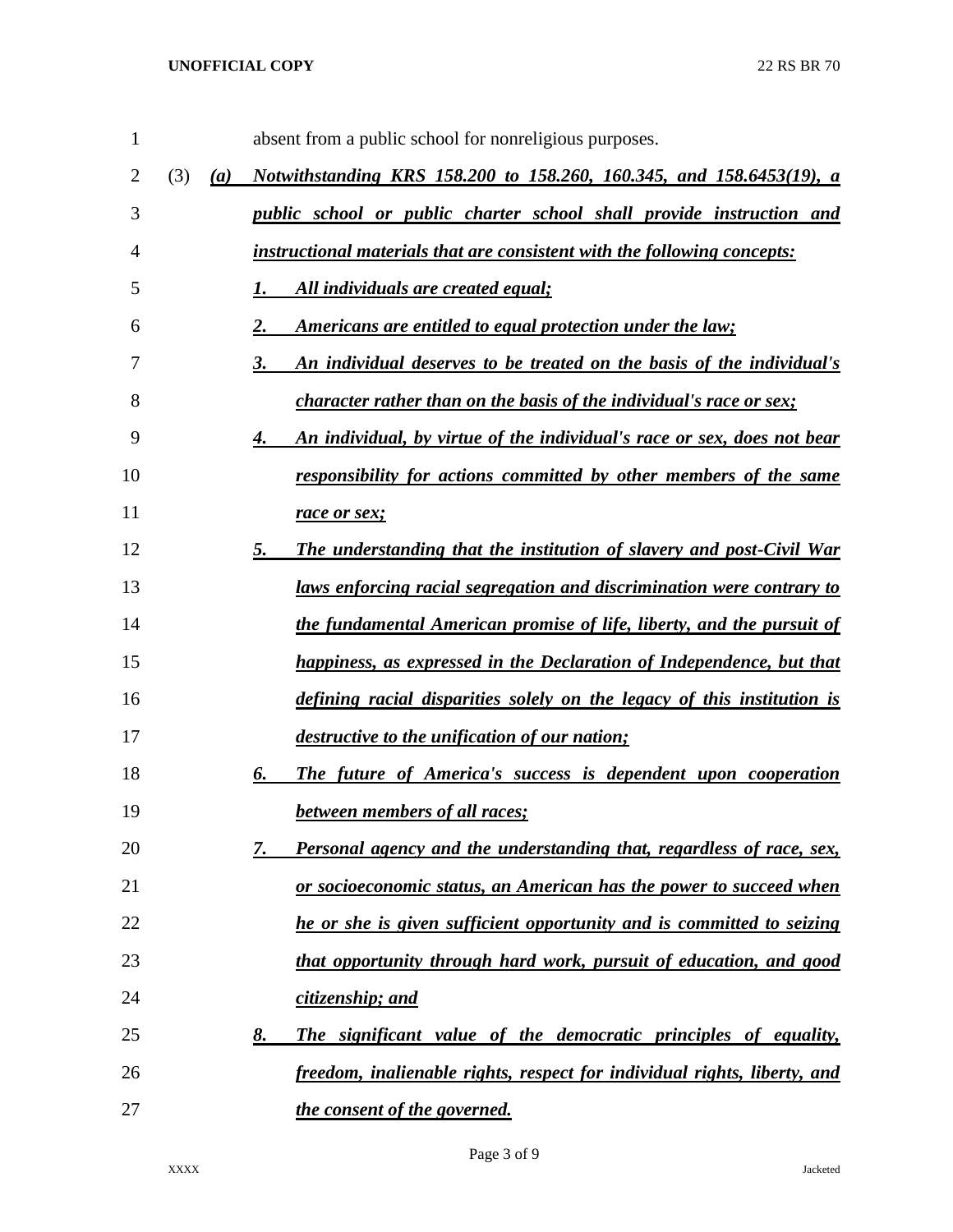absent from a public school for nonreligious purposes.

(3) ***(a) Notwithstanding KRS 158.200 to 158.260, 160.345, and 158.6453(19), a public school or public charter school shall provide instruction and instructional materials that are consistent with the following concepts:***

***1. All individuals are created equal;***

***2. Americans are entitled to equal protection under the law;***

***3. An individual deserves to be treated on the basis of the individual's character rather than on the basis of the individual's race or sex;***

***4. An individual, by virtue of the individual's race or sex, does not bear responsibility for actions committed by other members of the same race or sex;***

***5. The understanding that the institution of slavery and post-Civil War laws enforcing racial segregation and discrimination were contrary to the fundamental American promise of life, liberty, and the pursuit of happiness, as expressed in the Declaration of Independence, but that defining racial disparities solely on the legacy of this institution is destructive to the unification of our nation;***

***6. The future of America's success is dependent upon cooperation between members of all races;***

***7. Personal agency and the understanding that, regardless of race, sex, or socioeconomic status, an American has the power to succeed when he or she is given sufficient opportunity and is committed to seizing that opportunity through hard work, pursuit of education, and good citizenship; and***

***8. The significant value of the democratic principles of equality, freedom, inalienable rights, respect for individual rights, liberty, and the consent of the governed.***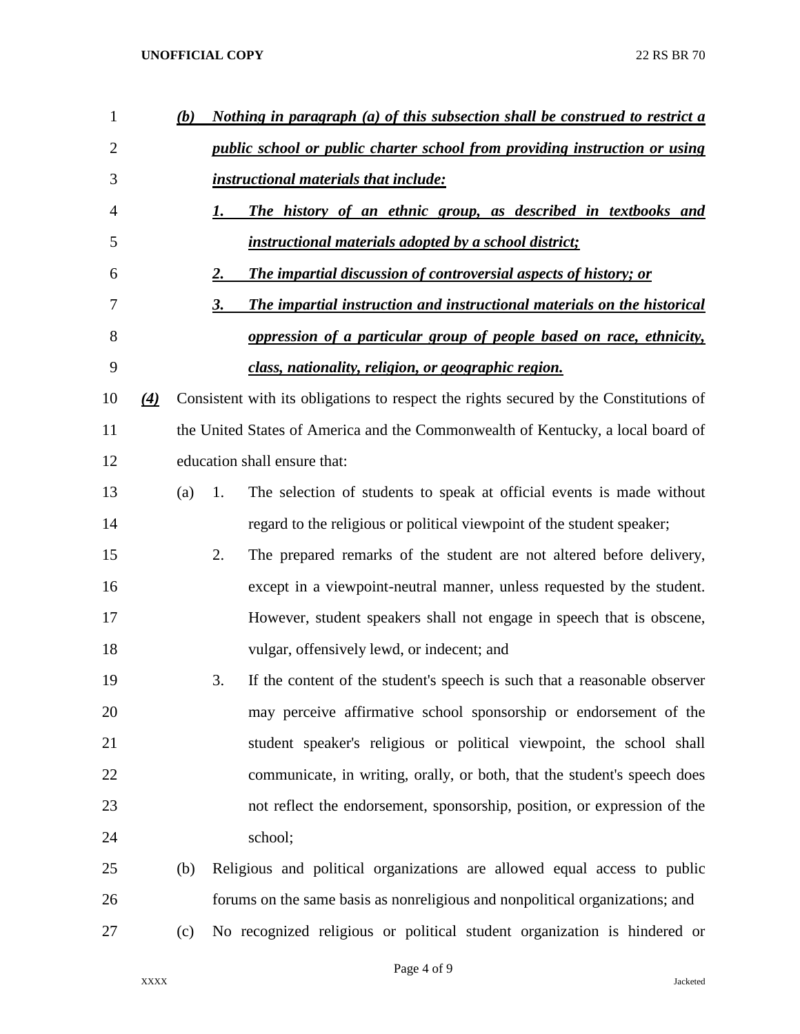(b) ***Nothing in paragraph (a) of this subsection shall be construed to restrict a public school or public charter school from providing instruction or using instructional materials that include:***

1. ***The history of an ethnic group, as described in textbooks and instructional materials adopted by a school district;***
2. ***The impartial discussion of controversial aspects of history; or***
3. ***The impartial instruction and instructional materials on the historical oppression of a particular group of people based on race, ethnicity, class, nationality, religion, or geographic region.***

***(4)*** Consistent with its obligations to respect the rights secured by the Constitutions of the United States of America and the Commonwealth of Kentucky, a local board of education shall ensure that:

(a) 1. The selection of students to speak at official events is made without regard to the religious or political viewpoint of the student speaker;

2. The prepared remarks of the student are not altered before delivery, except in a viewpoint-neutral manner, unless requested by the student. However, student speakers shall not engage in speech that is obscene, vulgar, offensively lewd, or indecent; and

3. If the content of the student's speech is such that a reasonable observer may perceive affirmative school sponsorship or endorsement of the student speaker's religious or political viewpoint, the school shall communicate, in writing, orally, or both, that the student's speech does not reflect the endorsement, sponsorship, position, or expression of the school;

(b) Religious and political organizations are allowed equal access to public forums on the same basis as nonreligious and nonpolitical organizations; and

(c) No recognized religious or political student organization is hindered or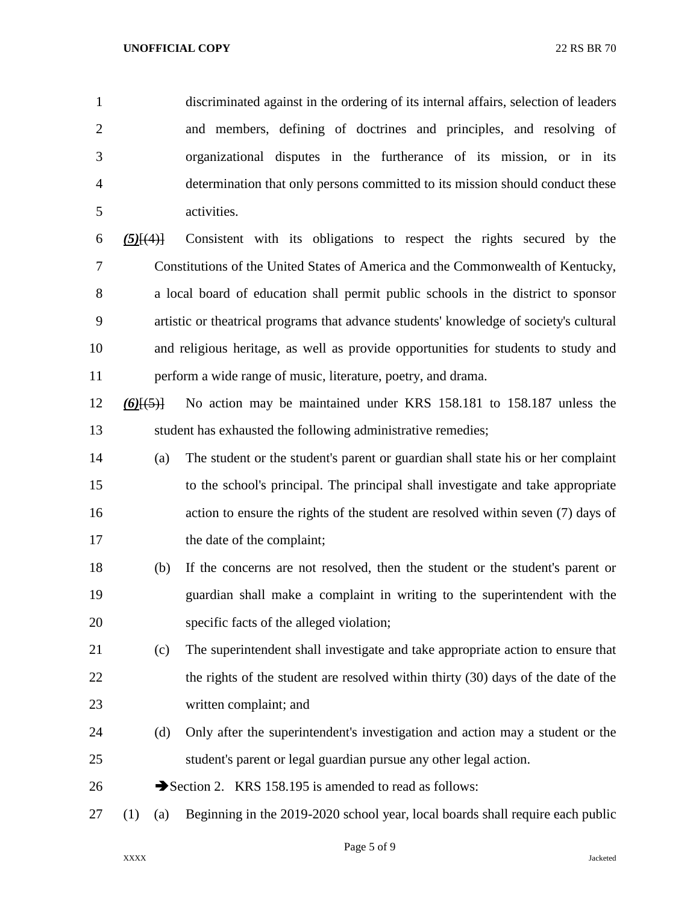discriminated against in the ordering of its internal affairs, selection of leaders and members, defining of doctrines and principles, and resolving of organizational disputes in the furtherance of its mission, or in its determination that only persons committed to its mission should conduct these activities.

***(5)***~~[(4)]~~ Consistent with its obligations to respect the rights secured by the Constitutions of the United States of America and the Commonwealth of Kentucky, a local board of education shall permit public schools in the district to sponsor artistic or theatrical programs that advance students' knowledge of society's cultural and religious heritage, as well as provide opportunities for students to study and perform a wide range of music, literature, poetry, and drama.

***(6)***~~[(5)]~~ No action may be maintained under KRS 158.181 to 158.187 unless the student has exhausted the following administrative remedies;

(a) The student or the student's parent or guardian shall state his or her complaint to the school's principal. The principal shall investigate and take appropriate action to ensure the rights of the student are resolved within seven (7) days of the date of the complaint;

(b) If the concerns are not resolved, then the student or the student's parent or guardian shall make a complaint in writing to the superintendent with the specific facts of the alleged violation;

(c) The superintendent shall investigate and take appropriate action to ensure that the rights of the student are resolved within thirty (30) days of the date of the written complaint; and

(d) Only after the superintendent's investigation and action may a student or the student's parent or legal guardian pursue any other legal action.

➔Section 2. KRS 158.195 is amended to read as follows:

(1) (a) Beginning in the 2019-2020 school year, local boards shall require each public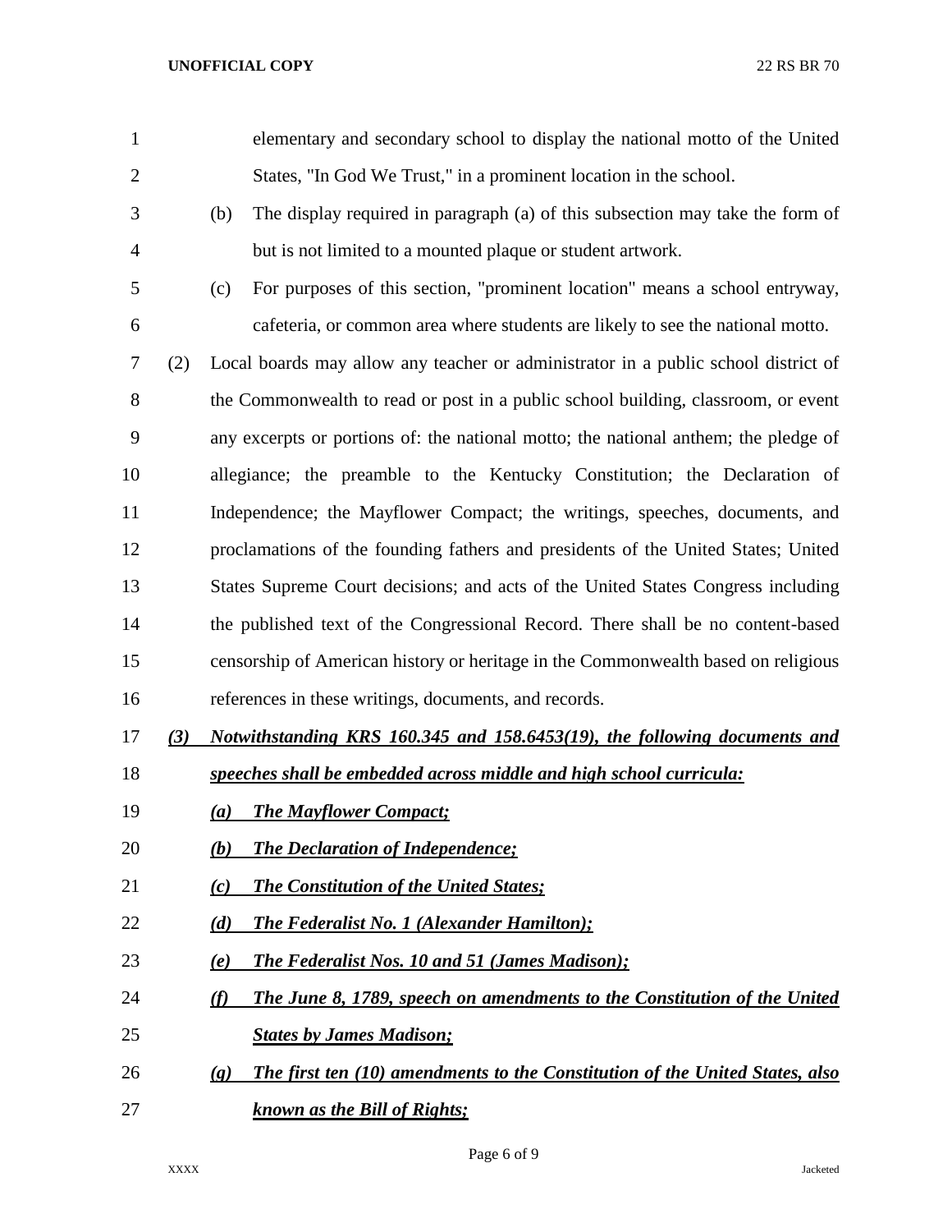elementary and secondary school to display the national motto of the United States, "In God We Trust," in a prominent location in the school.

(b) The display required in paragraph (a) of this subsection may take the form of but is not limited to a mounted plaque or student artwork.

(c) For purposes of this section, "prominent location" means a school entryway, cafeteria, or common area where students are likely to see the national motto.

(2) Local boards may allow any teacher or administrator in a public school district of the Commonwealth to read or post in a public school building, classroom, or event any excerpts or portions of: the national motto; the national anthem; the pledge of allegiance; the preamble to the Kentucky Constitution; the Declaration of Independence; the Mayflower Compact; the writings, speeches, documents, and proclamations of the founding fathers and presidents of the United States; United States Supreme Court decisions; and acts of the United States Congress including the published text of the Congressional Record. There shall be no content-based censorship of American history or heritage in the Commonwealth based on religious references in these writings, documents, and records.

***(3) Notwithstanding KRS 160.345 and 158.6453(19), the following documents and speeches shall be embedded across middle and high school curricula:***

***(a) The Mayflower Compact;***

***(b) The Declaration of Independence;***

***(c) The Constitution of the United States;***

***(d) The Federalist No. 1 (Alexander Hamilton);***

***(e) The Federalist Nos. 10 and 51 (James Madison);***

***(f) The June 8, 1789, speech on amendments to the Constitution of the United States by James Madison;***

***(g) The first ten (10) amendments to the Constitution of the United States, also known as the Bill of Rights;***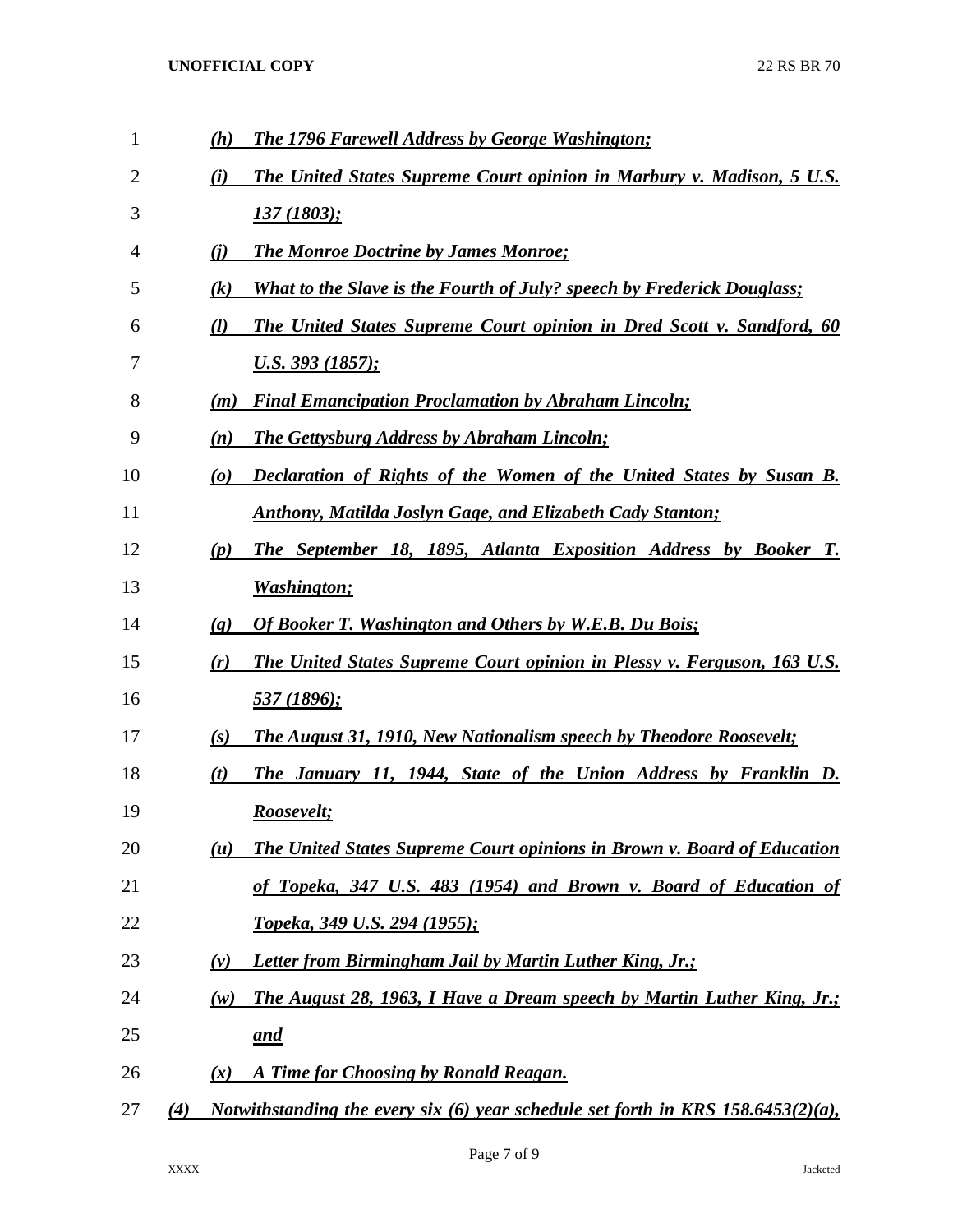*(h) The 1796 Farewell Address by George Washington;*

*(i) The United States Supreme Court opinion in Marbury v. Madison, 5 U.S. 137 (1803);*

*(j) The Monroe Doctrine by James Monroe;*

*(k) What to the Slave is the Fourth of July? speech by Frederick Douglass;*

*(l) The United States Supreme Court opinion in Dred Scott v. Sandford, 60 U.S. 393 (1857);*

*(m) Final Emancipation Proclamation by Abraham Lincoln;*

*(n) The Gettysburg Address by Abraham Lincoln;*

*(o) Declaration of Rights of the Women of the United States by Susan B. Anthony, Matilda Joslyn Gage, and Elizabeth Cady Stanton;*

*(p) The September 18, 1895, Atlanta Exposition Address by Booker T. Washington;*

*(q) Of Booker T. Washington and Others by W.E.B. Du Bois;*

*(r) The United States Supreme Court opinion in Plessy v. Ferguson, 163 U.S. 537 (1896);*

*(s) The August 31, 1910, New Nationalism speech by Theodore Roosevelt;*

*(t) The January 11, 1944, State of the Union Address by Franklin D. Roosevelt;*

*(u) The United States Supreme Court opinions in Brown v. Board of Education of Topeka, 347 U.S. 483 (1954) and Brown v. Board of Education of Topeka, 349 U.S. 294 (1955);*

*(v) Letter from Birmingham Jail by Martin Luther King, Jr.;*

*(w) The August 28, 1963, I Have a Dream speech by Martin Luther King, Jr.; and*

*(x) A Time for Choosing by Ronald Reagan.*

*(4) Notwithstanding the every six (6) year schedule set forth in KRS 158.6453(2)(a),*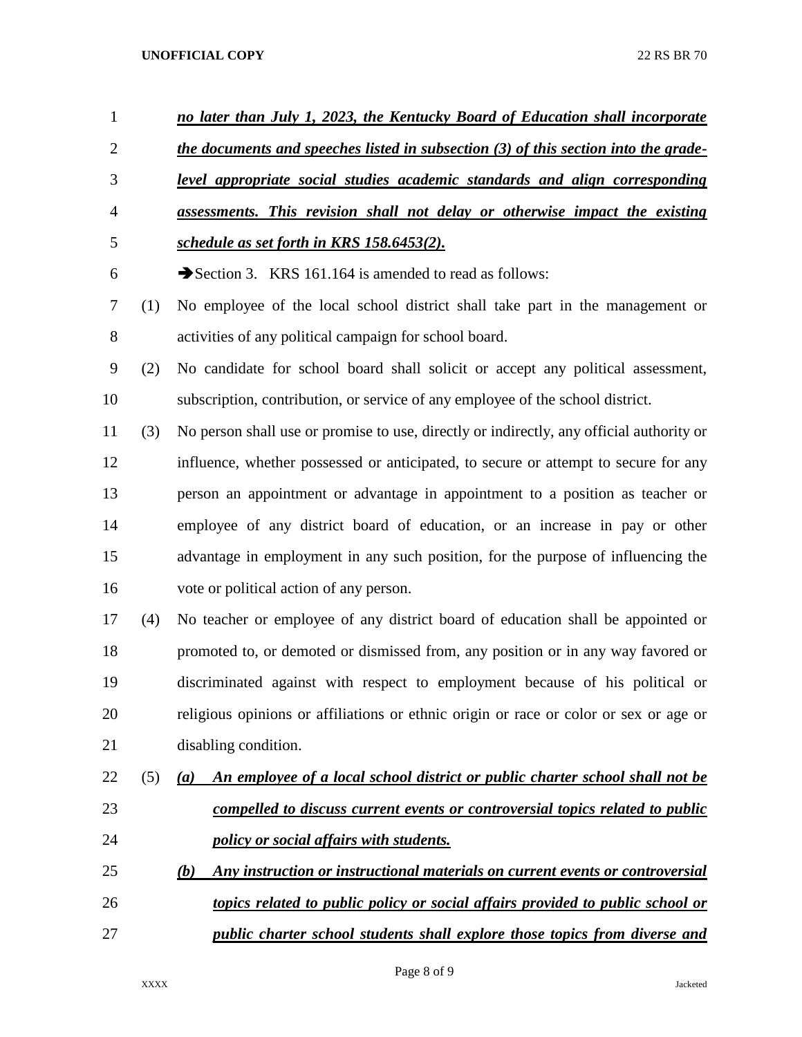***no later than July 1, 2023, the Kentucky Board of Education shall incorporate the documents and speeches listed in subsection (3) of this section into the grade-level appropriate social studies academic standards and align corresponding assessments. This revision shall not delay or otherwise impact the existing schedule as set forth in KRS 158.6453(2).***

➔Section 3. KRS 161.164 is amended to read as follows:

(1) No employee of the local school district shall take part in the management or activities of any political campaign for school board.

(2) No candidate for school board shall solicit or accept any political assessment, subscription, contribution, or service of any employee of the school district.

(3) No person shall use or promise to use, directly or indirectly, any official authority or influence, whether possessed or anticipated, to secure or attempt to secure for any person an appointment or advantage in appointment to a position as teacher or employee of any district board of education, or an increase in pay or other advantage in employment in any such position, for the purpose of influencing the vote or political action of any person.

(4) No teacher or employee of any district board of education shall be appointed or promoted to, or demoted or dismissed from, any position or in any way favored or discriminated against with respect to employment because of his political or religious opinions or affiliations or ethnic origin or race or color or sex or age or disabling condition.

(5) ***(a) An employee of a local school district or public charter school shall not be compelled to discuss current events or controversial topics related to public policy or social affairs with students.***

***(b) Any instruction or instructional materials on current events or controversial topics related to public policy or social affairs provided to public school or public charter school students shall explore those topics from diverse and***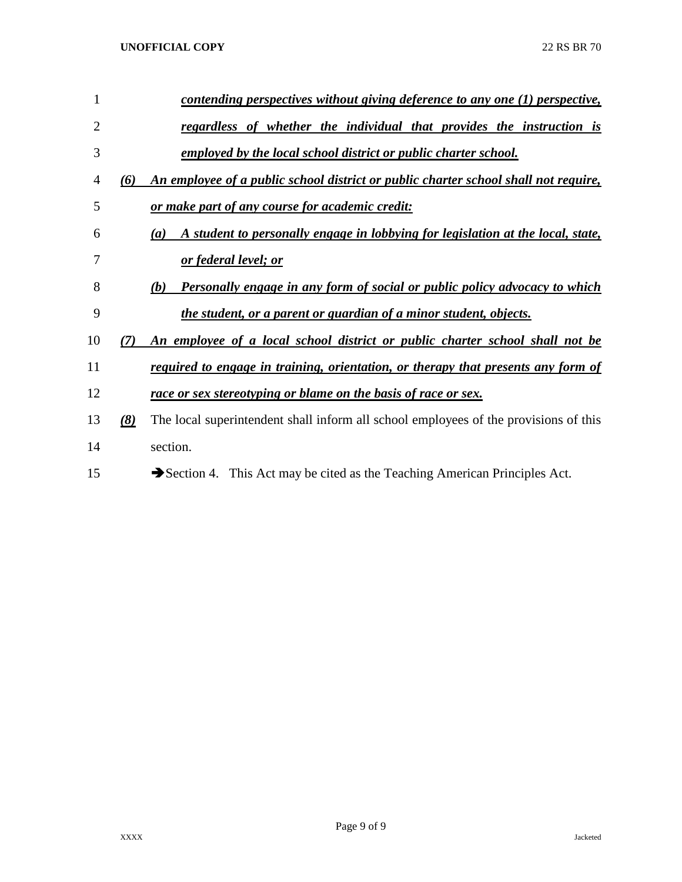*contending perspectives without giving deference to any one (1) perspective, regardless of whether the individual that provides the instruction is employed by the local school district or public charter school.*

*(6) An employee of a public school district or public charter school shall not require, or make part of any course for academic credit:*

*(a) A student to personally engage in lobbying for legislation at the local, state, or federal level; or*

*(b) Personally engage in any form of social or public policy advocacy to which the student, or a parent or guardian of a minor student, objects.*

*(7) An employee of a local school district or public charter school shall not be required to engage in training, orientation, or therapy that presents any form of race or sex stereotyping or blame on the basis of race or sex.*

*(8)* The local superintendent shall inform all school employees of the provisions of this section.

➔Section 4. This Act may be cited as the Teaching American Principles Act.